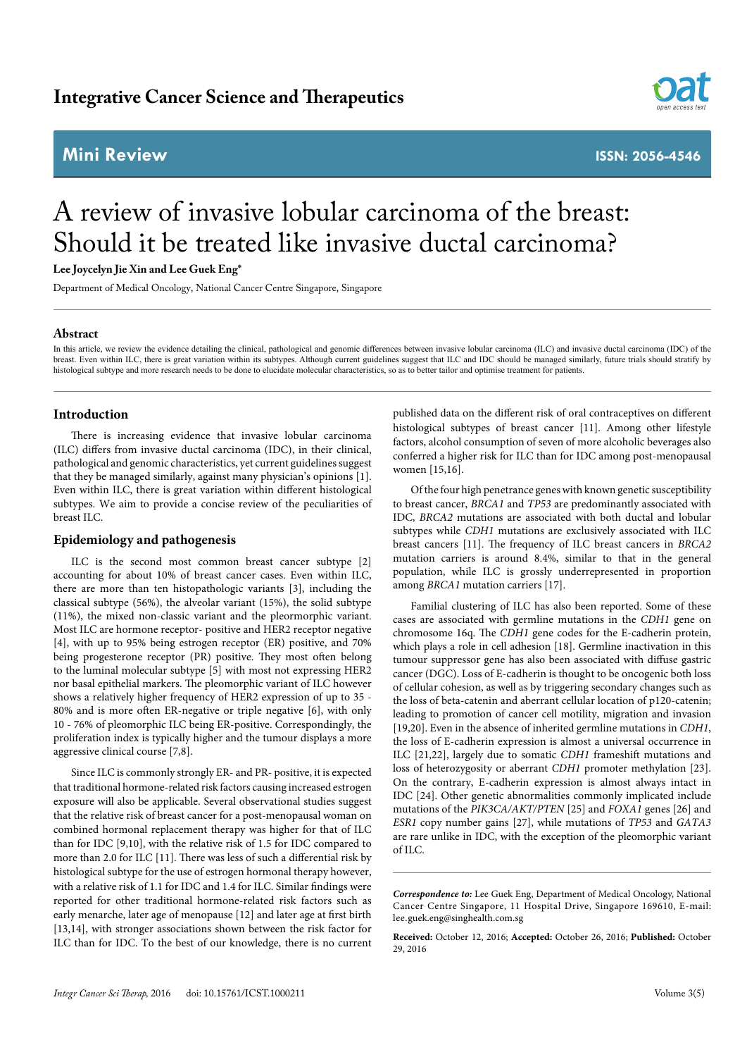Integrative Cancer Science and Therapeutics

## Mini Review

ISSN: 2056-4546

# A review of invasive lobular carcinoma of the breast: Should it be treated like invasive ductal carcinoma?

**Lee Joycelyn Jie Xin and Lee Guek Eng***

Department of Medical Oncology, National Cancer Centre Singapore, Singapore

### Abstract

In this article, we review the evidence detailing the clinical, pathological and genomic differences between invasive lobular carcinoma (ILC) and invasive ductal carcinoma (IDC) of the breast. Even within ILC, there is great variation within its subtypes. Although current guidelines suggest that ILC and IDC should be managed similarly, future trials should stratify by histological subtype and more research needs to be done to elucidate molecular characteristics, so as to better tailor and optimise treatment for patients.

## Introduction

There is increasing evidence that invasive lobular carcinoma (ILC) differs from invasive ductal carcinoma (IDC), in their clinical, pathological and genomic characteristics, yet current guidelines suggest that they be managed similarly, against many physician's opinions [1]. Even within ILC, there is great variation within different histological subtypes. We aim to provide a concise review of the peculiarities of breast ILC.

## Epidemiology and pathogenesis

ILC is the second most common breast cancer subtype [2] accounting for about 10% of breast cancer cases. Even within ILC, there are more than ten histopathologic variants [3], including the classical subtype (56%), the alveolar variant (15%), the solid subtype (11%), the mixed non-classic variant and the pleormorphic variant. Most ILC are hormone receptor- positive and HER2 receptor negative [4], with up to 95% being estrogen receptor (ER) positive, and 70% being progesterone receptor (PR) positive. They most often belong to the luminal molecular subtype [5] with most not expressing HER2 nor basal epithelial markers. The pleomorphic variant of ILC however shows a relatively higher frequency of HER2 expression of up to 35 - 80% and is more often ER-negative or triple negative [6], with only 10 - 76% of pleomorphic ILC being ER-positive. Correspondingly, the proliferation index is typically higher and the tumour displays a more aggressive clinical course [7,8].

Since ILC is commonly strongly ER- and PR- positive, it is expected that traditional hormone-related risk factors causing increased estrogen exposure will also be applicable. Several observational studies suggest that the relative risk of breast cancer for a post-menopausal woman on combined hormonal replacement therapy was higher for that of ILC than for IDC [9,10], with the relative risk of 1.5 for IDC compared to more than 2.0 for ILC [11]. There was less of such a differential risk by histological subtype for the use of estrogen hormonal therapy however, with a relative risk of 1.1 for IDC and 1.4 for ILC. Similar findings were reported for other traditional hormone-related risk factors such as early menarche, later age of menopause [12] and later age at first birth [13,14], with stronger associations shown between the risk factor for ILC than for IDC. To the best of our knowledge, there is no current published data on the different risk of oral contraceptives on different histological subtypes of breast cancer [11]. Among other lifestyle factors, alcohol consumption of seven of more alcoholic beverages also conferred a higher risk for ILC than for IDC among post-menopausal women [15,16].

Of the four high penetrance genes with known genetic susceptibility to breast cancer, *BRCA1* and *TP53* are predominantly associated with IDC, *BRCA2* mutations are associated with both ductal and lobular subtypes while *CDH1* mutations are exclusively associated with ILC breast cancers [11]. The frequency of ILC breast cancers in *BRCA2* mutation carriers is around 8.4%, similar to that in the general population, while ILC is grossly underrepresented in proportion among *BRCA1* mutation carriers [17].

Familial clustering of ILC has also been reported. Some of these cases are associated with germline mutations in the *CDH1* gene on chromosome 16q. The *CDH1* gene codes for the E-cadherin protein, which plays a role in cell adhesion [18]. Germline inactivation in this tumour suppressor gene has also been associated with diffuse gastric cancer (DGC). Loss of E-cadherin is thought to be oncogenic both loss of cellular cohesion, as well as by triggering secondary changes such as the loss of beta-catenin and aberrant cellular location of p120-catenin; leading to promotion of cancer cell motility, migration and invasion [19,20]. Even in the absence of inherited germline mutations in *CDH1*, the loss of E-cadherin expression is almost a universal occurrence in ILC [21,22], largely due to somatic *CDH1* frameshift mutations and loss of heterozygosity or aberrant *CDH1* promoter methylation [23]. On the contrary, E-cadherin expression is almost always intact in IDC [24]. Other genetic abnormalities commonly implicated include mutations of the *PIK3CA/AKT/PTEN* [25] and *FOXA1* genes [26] and *ESR1* copy number gains [27], while mutations of *TP53* and *GATA3* are rare unlike in IDC, with the exception of the pleomorphic variant of ILC.

***Correspondence to:*** Lee Guek Eng, Department of Medical Oncology, National Cancer Centre Singapore, 11 Hospital Drive, Singapore 169610, E-mail: lee.guek.eng@singhealth.com.sg

**Received:** October 12, 2016; **Accepted:** October 26, 2016; **Published:** October 29, 2016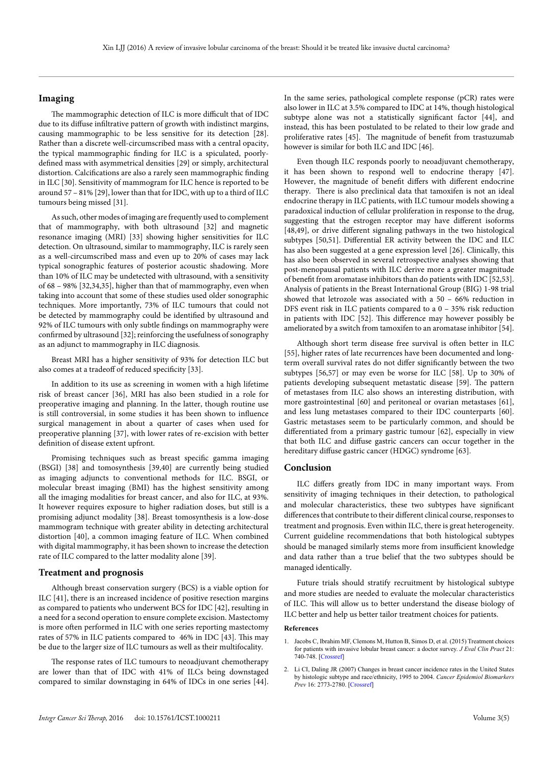## Imaging

The mammographic detection of ILC is more difficult that of IDC due to its diffuse infiltrative pattern of growth with indistinct margins, causing mammographic to be less sensitive for its detection [28]. Rather than a discrete well-circumscribed mass with a central opacity, the typical mammographic finding for ILC is a spiculated, poorly-defined mass with asymmetrical densities [29] or simply, architectural distortion. Calcifications are also a rarely seen mammographic finding in ILC [30]. Sensitivity of mammogram for ILC hence is reported to be around 57 – 81% [29], lower than that for IDC, with up to a third of ILC tumours being missed [31].

As such, other modes of imaging are frequently used to complement that of mammography, with both ultrasound [32] and magnetic resonance imaging (MRI) [33] showing higher sensitivities for ILC detection. On ultrasound, similar to mammography, ILC is rarely seen as a well-circumscribed mass and even up to 20% of cases may lack typical sonographic features of posterior acoustic shadowing. More than 10% of ILC may be undetected with ultrasound, with a sensitivity of 68 – 98% [32,34,35], higher than that of mammography, even when taking into account that some of these studies used older sonographic techniques. More importantly, 73% of ILC tumours that could not be detected by mammography could be identified by ultrasound and 92% of ILC tumours with only subtle findings on mammography were confirmed by ultrasound [32]; reinforcing the usefulness of sonography as an adjunct to mammography in ILC diagnosis.

Breast MRI has a higher sensitivity of 93% for detection ILC but also comes at a tradeoff of reduced specificity [33].

In addition to its use as screening in women with a high lifetime risk of breast cancer [36], MRI has also been studied in a role for preoperative imaging and planning. In the latter, though routine use is still controversial, in some studies it has been shown to influence surgical management in about a quarter of cases when used for preoperative planning [37], with lower rates of re-excision with better definition of disease extent upfront.

Promising techniques such as breast specific gamma imaging (BSGI) [38] and tomosynthesis [39,40] are currently being studied as imaging adjuncts to conventional methods for ILC. BSGI, or molecular breast imaging (BMI) has the highest sensitivity among all the imaging modalities for breast cancer, and also for ILC, at 93%. It however requires exposure to higher radiation doses, but still is a promising adjunct modality [38]. Breast tomosynthesis is a low-dose mammogram technique with greater ability in detecting architectural distortion [40], a common imaging feature of ILC. When combined with digital mammography, it has been shown to increase the detection rate of ILC compared to the latter modality alone [39].

## Treatment and prognosis

Although breast conservation surgery (BCS) is a viable option for ILC [41], there is an increased incidence of positive resection margins as compared to patients who underwent BCS for IDC [42], resulting in a need for a second operation to ensure complete excision. Mastectomy is more often performed in ILC with one series reporting mastectomy rates of 57% in ILC patients compared to 46% in IDC [43]. This may be due to the larger size of ILC tumours as well as their multifocality.

The response rates of ILC tumours to neoadjuvant chemotherapy are lower than that of IDC with 41% of ILCs being downstaged compared to similar downstaging in 64% of IDCs in one series [44]. In the same series, pathological complete response (pCR) rates were also lower in ILC at 3.5% compared to IDC at 14%, though histological subtype alone was not a statistically significant factor [44], and instead, this has been postulated to be related to their low grade and proliferative rates [45]. The magnitude of benefit from trastuzumab however is similar for both ILC and IDC [46].

Even though ILC responds poorly to neoadjuvant chemotherapy, it has been shown to respond well to endocrine therapy [47]. However, the magnitude of benefit differs with different endocrine therapy. There is also preclinical data that tamoxifen is not an ideal endocrine therapy in ILC patients, with ILC tumour models showing a paradoxical induction of cellular proliferation in response to the drug, suggesting that the estrogen receptor may have different isoforms [48,49], or drive different signaling pathways in the two histological subtypes [50,51]. Differential ER activity between the IDC and ILC has also been suggested at a gene expression level [26]. Clinically, this has also been observed in several retrospective analyses showing that post-menopausal patients with ILC derive more a greater magnitude of benefit from aromatase inhibitors than do patients with IDC [52,53]. Analysis of patients in the Breast International Group (BIG) 1-98 trial showed that letrozole was associated with a 50 – 66% reduction in DFS event risk in ILC patients compared to a 0 – 35% risk reduction in patients with IDC [52]. This difference may however possibly be ameliorated by a switch from tamoxifen to an aromatase inhibitor [54].

Although short term disease free survival is often better in ILC [55], higher rates of late recurrences have been documented and long-term overall survival rates do not differ significantly between the two subtypes [56,57] or may even be worse for ILC [58]. Up to 30% of patients developing subsequent metastatic disease [59]. The pattern of metastases from ILC also shows an interesting distribution, with more gastrointestinal [60] and peritoneal or ovarian metastases [61], and less lung metastases compared to their IDC counterparts [60]. Gastric metastases seem to be particularly common, and should be differentiated from a primary gastric tumour [62], especially in view that both ILC and diffuse gastric cancers can occur together in the hereditary diffuse gastric cancer (HDGC) syndrome [63].

## Conclusion

ILC differs greatly from IDC in many important ways. From sensitivity of imaging techniques in their detection, to pathological and molecular characteristics, these two subtypes have significant differences that contribute to their different clinical course, responses to treatment and prognosis. Even within ILC, there is great heterogeneity. Current guideline recommendations that both histological subtypes should be managed similarly stems more from insufficient knowledge and data rather than a true belief that the two subtypes should be managed identically.

Future trials should stratify recruitment by histological subtype and more studies are needed to evaluate the molecular characteristics of ILC. This will allow us to better understand the disease biology of ILC better and help us better tailor treatment choices for patients.

### References

1. Jacobs C, Ibrahim MF, Clemons M, Hutton B, Simos D, et al. (2015) Treatment choices for patients with invasive lobular breast cancer: a doctor survey. *J Eval Clin Pract* 21: 740-748. [Crossref]
2. Li CI, Daling JR (2007) Changes in breast cancer incidence rates in the United States by histologic subtype and race/ethnicity, 1995 to 2004. *Cancer Epidemiol Biomarkers Prev* 16: 2773-2780. [Crossref]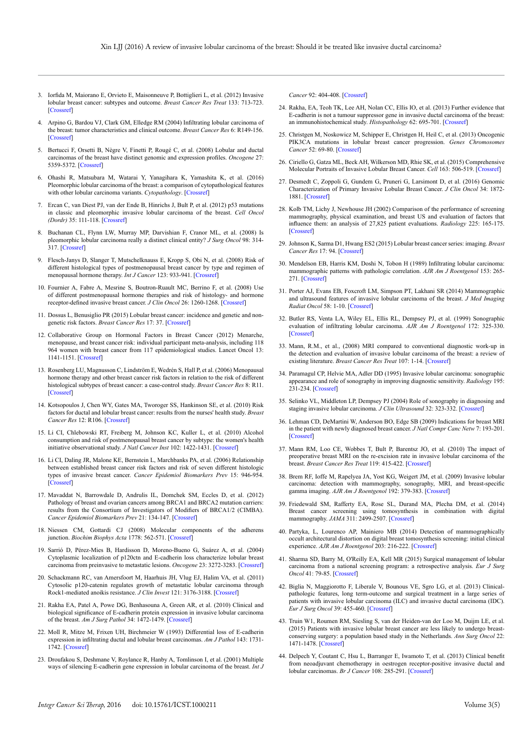3. Iorfida M, Maiorano E, Orvieto E, Maisonneuve P, Bottiglieri L, et al. (2012) Invasive lobular breast cancer: subtypes and outcome. *Breast Cancer Res Treat* 133: 713-723. [Crossref]

4. Arpino G, Bardou VJ, Clark GM, Elledge RM (2004) Infiltrating lobular carcinoma of the breast: tumor characteristics and clinical outcome. *Breast Cancer Res* 6: R149-156. [Crossref]

5. Bertucci F, Orsetti B, Nègre V, Finetti P, Rougé C, et al. (2008) Lobular and ductal carcinomas of the breast have distinct genomic and expression profiles. *Oncogene* 27: 5359-5372. [Crossref]

6. Ohashi R, Matsubara M, Watarai Y, Yanagihara K, Yamashita K, et al. (2016) Pleomorphic lobular carcinoma of the breast: a comparison of cytopathological features with other lobular carcinoma variants. *Cytopathology*. [Crossref]

7. Ercan C, van Diest PJ, van der Ende B, Hinrichs J, Bult P, et al. (2012) p53 mutations in classic and pleomorphic invasive lobular carcinoma of the breast. *Cell Oncol (Dordr)* 35: 111-118. [Crossref]

8. Buchanan CL, Flynn LW, Murray MP, Darvishian F, Cranor ML, et al. (2008) Is pleomorphic lobular carcinoma really a distinct clinical entity? *J Surg Oncol* 98: 314-317. [Crossref]

9. Flesch-Janys D, Slanger T, Mutschelknauss E, Kropp S, Obi N, et al. (2008) Risk of different histological types of postmenopausal breast cancer by type and regimen of menopausal hormone therapy. *Int J Cancer* 123: 933-941. [Crossref]

10. Fournier A, Fabre A, Mesrine S, Boutron-Ruault MC, Berrino F, et al. (2008) Use of different postmenopausal hormone therapies and risk of histology- and hormone receptor-defined invasive breast cancer. *J Clin Oncol* 26: 1260-1268. [Crossref]

11. Dossus L, Benusiglio PR (2015) Lobular breast cancer: incidence and genetic and non-genetic risk factors. *Breast Cancer Res* 17: 37. [Crossref]

12. Collaborative Group on Hormonal Factors in Breast Cancer (2012) Menarche, menopause, and breast cancer risk: individual participant meta-analysis, including 118 964 women with breast cancer from 117 epidemiological studies. Lancet Oncol 13: 1141-1151. [Crossref]

13. Rosenberg LU, Magnusson C, Lindström E, Wedrén S, Hall P, et al. (2006) Menopausal hormone therapy and other breast cancer risk factors in relation to the risk of different histological subtypes of breast cancer: a case-control study. *Breast Cancer Res* 8: R11. [Crossref]

14. Kotsopoulos J, Chen WY, Gates MA, Tworoger SS, Hankinson SE, et al. (2010) Risk factors for ductal and lobular breast cancer: results from the nurses' health study. *Breast Cancer Res* 12: R106. [Crossref]

15. Li CI, Chlebowski RT, Freiberg M, Johnson KC, Kuller L, et al. (2010) Alcohol consumption and risk of postmenopausal breast cancer by subtype: the women's health initiative observational study. *J Natl Cancer Inst* 102: 1422-1431. [Crossref]

16. Li CI, Daling JR, Malone KE, Bernstein L, Marchbanks PA, et al. (2006) Relationship between established breast cancer risk factors and risk of seven different histologic types of invasive breast cancer. *Cancer Epidemiol Biomarkers Prev* 15: 946-954. [Crossref]

17. Mavaddat N, Barrowdale D, Andrulis IL, Domchek SM, Eccles D, et al. (2012) Pathology of breast and ovarian cancers among BRCA1 and BRCA2 mutation carriers: results from the Consortium of Investigators of Modifiers of BRCA1/2 (CIMBA). *Cancer Epidemiol Biomarkers Prev* 21: 134-147. [Crossref]

18. Niessen CM, Gottardi CJ (2008) Molecular components of the adherens junction. *Biochim Biophys Acta* 1778: 562-571. [Crossref]

19. Sarrió D, Pérez-Mies B, Hardisson D, Moreno-Bueno G, Suárez A, et al. (2004) Cytoplasmic localization of p120ctn and E-cadherin loss characterize lobular breast carcinoma from preinvasive to metastatic lesions. *Oncogene* 23: 3272-3283. [Crossref]

20. Schackmann RC, van Amersfoort M, Haarhuis JH, Vlug EJ, Halim VA, et al. (2011) Cytosolic p120-catenin regulates growth of metastatic lobular carcinoma through Rock1-mediated anoikis resistance. *J Clin Invest* 121: 3176-3188. [Crossref]

21. Rakha EA, Patel A, Powe DG, Benhasouna A, Green AR, et al. (2010) Clinical and biological significance of E-cadherin protein expression in invasive lobular carcinoma of the breast. *Am J Surg Pathol* 34: 1472-1479. [Crossref]

22. Moll R, Mitze M, Frixen UH, Birchmeier W (1993) Differential loss of E-cadherin expression in infiltrating ductal and lobular breast carcinomas. *Am J Pathol* 143: 1731-1742. [Crossref]

23. Droufakou S, Deshmane V, Roylance R, Hanby A, Tomlinson I, et al. (2001) Multiple ways of silencing E-cadherin gene expression in lobular carcinoma of the breast. *Int J Cancer* 92: 404-408. [Crossref]

24. Rakha EA, Teoh TK, Lee AH, Nolan CC, Ellis IO, et al. (2013) Further evidence that E-cadherin is not a tumour suppressor gene in invasive ductal carcinoma of the breast: an immunohistochemical study. *Histopathology* 62: 695-701. [Crossref]

25. Christgen M, Noskowicz M, Schipper E, Christgen H, Heil C, et al. (2013) Oncogenic PIK3CA mutations in lobular breast cancer progression. *Genes Chromosomes Cancer* 52: 69-80. [Crossref]

26. Ciriello G, Gatza ML, Beck AH, Wilkerson MD, Rhie SK, et al. (2015) Comprehensive Molecular Portraits of Invasive Lobular Breast Cancer. *Cell* 163: 506-519. [Crossref]

27. Desmedt C, Zoppoli G, Gundem G, Pruneri G, Larsimont D, et al. (2016) Genomic Characterization of Primary Invasive Lobular Breast Cancer. *J Clin Oncol* 34: 1872-1881. [Crossref]

28. Kolb TM, Lichy J, Newhouse JH (2002) Comparison of the performance of screening mammography, physical examination, and breast US and evaluation of factors that influence them: an analysis of 27,825 patient evaluations. *Radiology* 225: 165-175. [Crossref]

29. Johnson K, Sarma D1, Hwang ES2 (2015) Lobular breast cancer series: imaging. *Breast Cancer Res* 17: 94. [Crossref]

30. Mendelson EB, Harris KM, Doshi N, Tobon H (1989) Infiltrating lobular carcinoma: mammographic patterns with pathologic correlation. *AJR Am J Roentgenol* 153: 265-271. [Crossref]

31. Porter AJ, Evans EB, Foxcroft LM, Simpson PT, Lakhani SR (2014) Mammographic and ultrasound features of invasive lobular carcinoma of the breast. *J Med Imaging Radiat Oncol* 58: 1-10. [Crossref]

32. Butler RS, Venta LA, Wiley EL, Ellis RL, Dempsey PJ, et al. (1999) Sonographic evaluation of infiltrating lobular carcinoma. *AJR Am J Roentgenol* 172: 325-330. [Crossref]

33. Mann, R.M., et al., (2008) MRI compared to conventional diagnostic work-up in the detection and evaluation of invasive lobular carcinoma of the breast: a review of existing literature. *Breast Cancer Res Treat* 107: 1-14. [Crossref]

34. Paramagul CP, Helvie MA, Adler DD (1995) Invasive lobular carcinoma: sonographic appearance and role of sonography in improving diagnostic sensitivity. *Radiology* 195: 231-234. [Crossref]

35. Selinko VL, Middleton LP, Dempsey PJ (2004) Role of sonography in diagnosing and staging invasive lobular carcinoma. *J Clin Ultrasound* 32: 323-332. [Crossref]

36. Lehman CD, DeMartini W, Anderson BO, Edge SB (2009) Indications for breast MRI in the patient with newly diagnosed breast cancer. *J Natl Compr Canc Netw* 7: 193-201. [Crossref]

37. Mann RM, Loo CE, Wobbes T, Bult P, Barentsz JO, et al. (2010) The impact of preoperative breast MRI on the re-excision rate in invasive lobular carcinoma of the breast. *Breast Cancer Res Treat* 119: 415-422. [Crossref]

38. Brem RF, Ioffe M, Rapelyea JA, Yost KG, Weigert JM, et al. (2009) Invasive lobular carcinoma: detection with mammography, sonography, MRI, and breast-specific gamma imaging. *AJR Am J Roentgenol* 192: 379-383. [Crossref]

39. Friedewald SM, Rafferty EA, Rose SL, Durand MA, Plecha DM, et al. (2014) Breast cancer screening using tomosynthesis in combination with digital mammography. *JAMA* 311: 2499-2507. [Crossref]

40. Partyka, L, Lourenco AP, Mainiero MB (2014) Detection of mammographically occult architectural distortion on digital breast tomosynthesis screening: initial clinical experience. *AJR Am J Roentgenol* 203: 216-222. [Crossref]

41. Sharma SD, Barry M, O'Reilly EA, Kell MR (2015) Surgical management of lobular carcinoma from a national screening program: a retrospective analysis. *Eur J Surg Oncol* 41: 79-85. [Crossref]

42. Biglia N, Maggiorotto F, Liberale V, Bounous VE, Sgro LG, et al. (2013) Clinical-pathologic features, long term-outcome and surgical treatment in a large series of patients with invasive lobular carcinoma (ILC) and invasive ductal carcinoma (IDC). *Eur J Surg Oncol* 39: 455-460. [Crossref]

43. Truin W1, Roumen RM, Siesling S, van der Heiden-van der Loo M, Duijm LE, et al. (2015) Patients with invasive lobular breast cancer are less likely to undergo breast-conserving surgery: a population based study in the Netherlands. *Ann Surg Oncol* 22: 1471-1478. [Crossref]

44. Delpech Y, Coutant C, Hsu L, Barranger E, Iwamoto T, et al. (2013) Clinical benefit from neoadjuvant chemotherapy in oestrogen receptor-positive invasive ductal and lobular carcinomas. *Br J Cancer* 108: 285-291. [Crossref]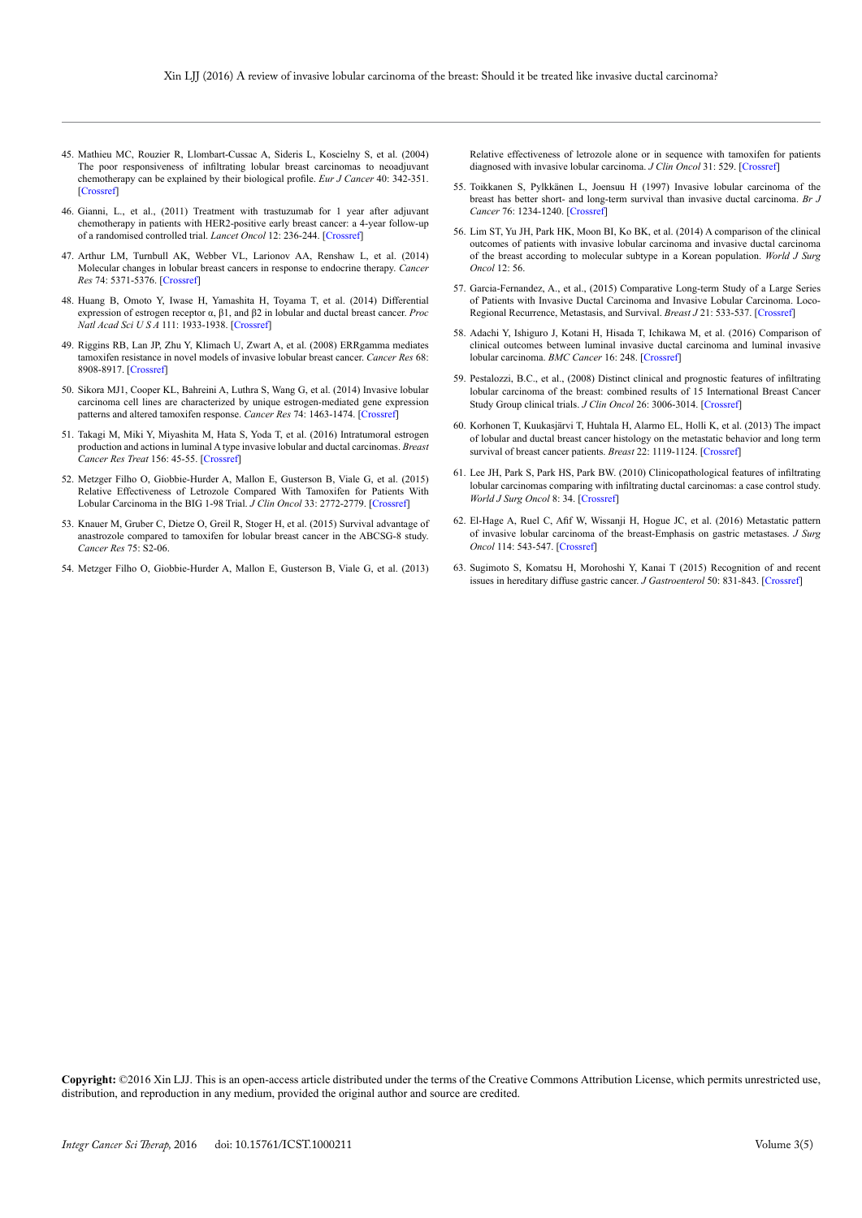45. Mathieu MC, Rouzier R, Llombart-Cussac A, Sideris L, Koscielny S, et al. (2004) The poor responsiveness of infiltrating lobular breast carcinomas to neoadjuvant chemotherapy can be explained by their biological profile. *Eur J Cancer* 40: 342-351. [Crossref]

46. Gianni, L., et al., (2011) Treatment with trastuzumab for 1 year after adjuvant chemotherapy in patients with HER2-positive early breast cancer: a 4-year follow-up of a randomised controlled trial. *Lancet Oncol* 12: 236-244. [Crossref]

47. Arthur LM, Turnbull AK, Webber VL, Larionov AA, Renshaw L, et al. (2014) Molecular changes in lobular breast cancers in response to endocrine therapy. *Cancer Res* 74: 5371-5376. [Crossref]

48. Huang B, Omoto Y, Iwase H, Yamashita H, Toyama T, et al. (2014) Differential expression of estrogen receptor α, β1, and β2 in lobular and ductal breast cancer. *Proc Natl Acad Sci U S A* 111: 1933-1938. [Crossref]

49. Riggins RB, Lan JP, Zhu Y, Klimach U, Zwart A, et al. (2008) ERRgamma mediates tamoxifen resistance in novel models of invasive lobular breast cancer. *Cancer Res* 68: 8908-8917. [Crossref]

50. Sikora MJ1, Cooper KL, Bahreini A, Luthra S, Wang G, et al. (2014) Invasive lobular carcinoma cell lines are characterized by unique estrogen-mediated gene expression patterns and altered tamoxifen response. *Cancer Res* 74: 1463-1474. [Crossref]

51. Takagi M, Miki Y, Miyashita M, Hata S, Yoda T, et al. (2016) Intratumoral estrogen production and actions in luminal A type invasive lobular and ductal carcinomas. *Breast Cancer Res Treat* 156: 45-55. [Crossref]

52. Metzger Filho O, Giobbie-Hurder A, Mallon E, Gusterson B, Viale G, et al. (2015) Relative Effectiveness of Letrozole Compared With Tamoxifen for Patients With Lobular Carcinoma in the BIG 1-98 Trial. *J Clin Oncol* 33: 2772-2779. [Crossref]

53. Knauer M, Gruber C, Dietze O, Greil R, Stoger H, et al. (2015) Survival advantage of anastrozole compared to tamoxifen for lobular breast cancer in the ABCSG-8 study. *Cancer Res* 75: S2-06.

54. Metzger Filho O, Giobbie-Hurder A, Mallon E, Gusterson B, Viale G, et al. (2013) Relative effectiveness of letrozole alone or in sequence with tamoxifen for patients diagnosed with invasive lobular carcinoma. *J Clin Oncol* 31: 529. [Crossref]

55. Toikkanen S, Pylkkänen L, Joensuu H (1997) Invasive lobular carcinoma of the breast has better short- and long-term survival than invasive ductal carcinoma. *Br J Cancer* 76: 1234-1240. [Crossref]

56. Lim ST, Yu JH, Park HK, Moon BI, Ko BK, et al. (2014) A comparison of the clinical outcomes of patients with invasive lobular carcinoma and invasive ductal carcinoma of the breast according to molecular subtype in a Korean population. *World J Surg Oncol* 12: 56.

57. Garcia-Fernandez, A., et al., (2015) Comparative Long-term Study of a Large Series of Patients with Invasive Ductal Carcinoma and Invasive Lobular Carcinoma. Loco-Regional Recurrence, Metastasis, and Survival. *Breast J* 21: 533-537. [Crossref]

58. Adachi Y, Ishiguro J, Kotani H, Hisada T, Ichikawa M, et al. (2016) Comparison of clinical outcomes between luminal invasive ductal carcinoma and luminal invasive lobular carcinoma. *BMC Cancer* 16: 248. [Crossref]

59. Pestalozzi, B.C., et al., (2008) Distinct clinical and prognostic features of infiltrating lobular carcinoma of the breast: combined results of 15 International Breast Cancer Study Group clinical trials. *J Clin Oncol* 26: 3006-3014. [Crossref]

60. Korhonen T, Kuukasjärvi T, Huhtala H, Alarmo EL, Holli K, et al. (2013) The impact of lobular and ductal breast cancer histology on the metastatic behavior and long term survival of breast cancer patients. *Breast* 22: 1119-1124. [Crossref]

61. Lee JH, Park S, Park HS, Park BW. (2010) Clinicopathological features of infiltrating lobular carcinomas comparing with infiltrating ductal carcinomas: a case control study. *World J Surg Oncol* 8: 34. [Crossref]

62. El-Hage A, Ruel C, Afif W, Wissanji H, Hogue JC, et al. (2016) Metastatic pattern of invasive lobular carcinoma of the breast-Emphasis on gastric metastases. *J Surg Oncol* 114: 543-547. [Crossref]

63. Sugimoto S, Komatsu H, Morohoshi Y, Kanai T (2015) Recognition of and recent issues in hereditary diffuse gastric cancer. *J Gastroenterol* 50: 831-843. [Crossref]

**Copyright:** ©2016 Xin LJJ. This is an open-access article distributed under the terms of the Creative Commons Attribution License, which permits unrestricted use, distribution, and reproduction in any medium, provided the original author and source are credited.